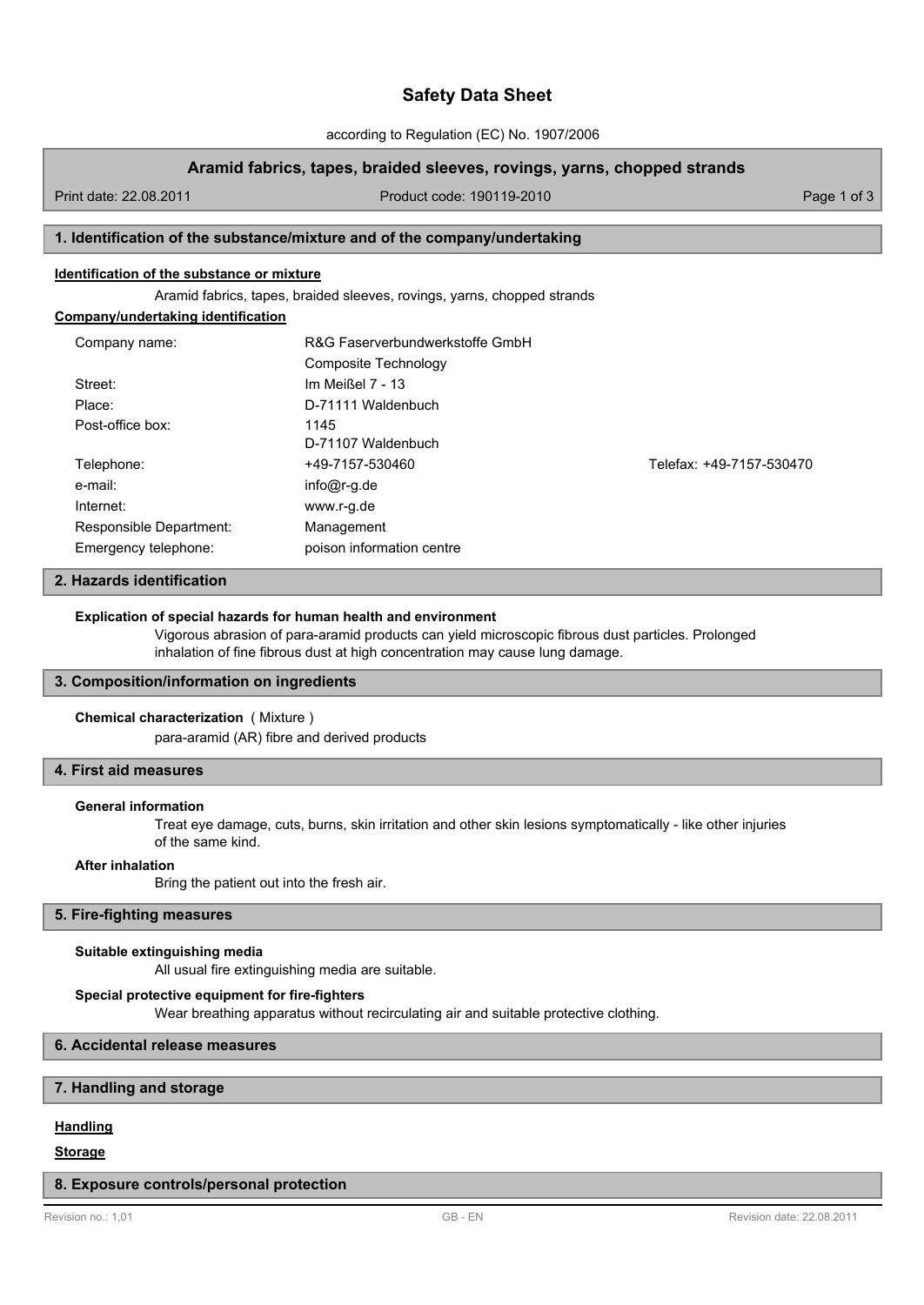# Safety Data Sheet

according to Regulation (EC) No. 1907/2006

## Aramid fabrics, tapes, braided sleeves, rovings, yarns, chopped strands

Print date: 22.08.2011 | Product code: 190119-2010

## 1. Identification of the substance/mixture and of the company/undertaking

**Identification of the substance or mixture**

Aramid fabrics, tapes, braided sleeves, rovings, yarns, chopped strands

**Company/undertaking identification**

| | | |
|---|---|---|
| Company name: | R&G Faserverbundwerkstoffe GmbH<br>Composite Technology | |
| Street: | Im Meißel 7 - 13 | |
| Place: | D-71111 Waldenbuch | |
| Post-office box: | 1145<br>D-71107 Waldenbuch | |
| Telephone: | +49-7157-530460 | Telefax: +49-7157-530470 |
| e-mail: | info@r-g.de | |
| Internet: | www.r-g.de | |
| Responsible Department: | Management | |
| Emergency telephone: | poison information centre | |

## 2. Hazards identification

**Explication of special hazards for human health and environment**

Vigorous abrasion of para-aramid products can yield microscopic fibrous dust particles. Prolonged inhalation of fine fibrous dust at high concentration may cause lung damage.

## 3. Composition/information on ingredients

**Chemical characterization** ( Mixture )

para-aramid (AR) fibre and derived products

## 4. First aid measures

**General information**

Treat eye damage, cuts, burns, skin irritation and other skin lesions symptomatically - like other injuries of the same kind.

**After inhalation**

Bring the patient out into the fresh air.

## 5. Fire-fighting measures

**Suitable extinguishing media**

All usual fire extinguishing media are suitable.

**Special protective equipment for fire-fighters**

Wear breathing apparatus without recirculating air and suitable protective clothing.

## 6. Accidental release measures

## 7. Handling and storage

**Handling**

**Storage**

## 8. Exposure controls/personal protection

Revision no.: 1,01 | GB - EN | Revision date: 22.08.2011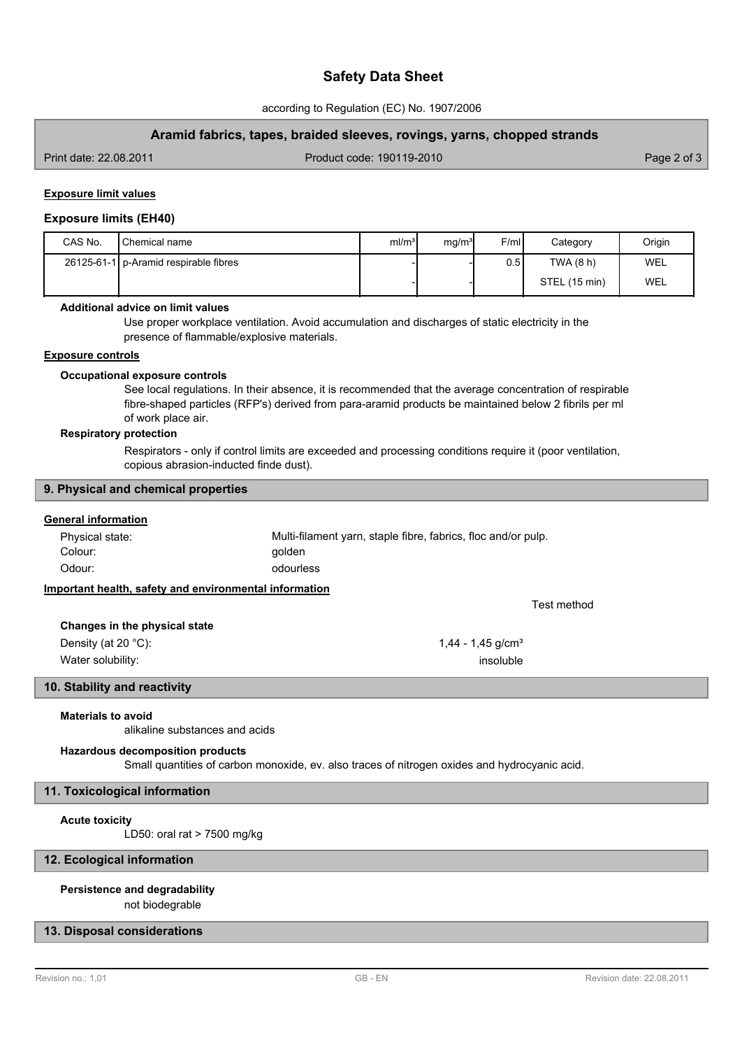**Exposure limit values**

### Exposure limits (EH40)

| CAS No. | Chemical name | ml/m³ | mg/m³ | F/ml | Category | Origin |
|---|---|---|---|---|---|---|
| 26125-61-1 | p-Aramid respirable fibres | - | - | 0.5 | TWA (8 h) | WEL |
| | | - | - | | STEL (15 min) | WEL |

**Additional advice on limit values**

Use proper workplace ventilation. Avoid accumulation and discharges of static electricity in the presence of flammable/explosive materials.

**Exposure controls**

**Occupational exposure controls**

See local regulations. In their absence, it is recommended that the average concentration of respirable fibre-shaped particles (RFP's) derived from para-aramid products be maintained below 2 fibrils per ml of work place air.

**Respiratory protection**

Respirators - only if control limits are exceeded and processing conditions require it (poor ventilation, copious abrasion-inducted finde dust).

## 9. Physical and chemical properties

**General information**

Physical state: Multi-filament yarn, staple fibre, fabrics, floc and/or pulp.
Colour: golden
Odour: odourless

**Important health, safety and environmental information**

| | | Test method |
|---|---|---|
| **Changes in the physical state** | | |
| Density (at 20 °C): | 1,44 - 1,45 g/cm³ | |
| Water solubility: | insoluble | |

## 10. Stability and reactivity

**Materials to avoid**

alikaline substances and acids

**Hazardous decomposition products**

Small quantities of carbon monoxide, ev. also traces of nitrogen oxides and hydrocyanic acid.

## 11. Toxicological information

**Acute toxicity**

LD50: oral rat > 7500 mg/kg

## 12. Ecological information

**Persistence and degradability**

not biodegrable

## 13. Disposal considerations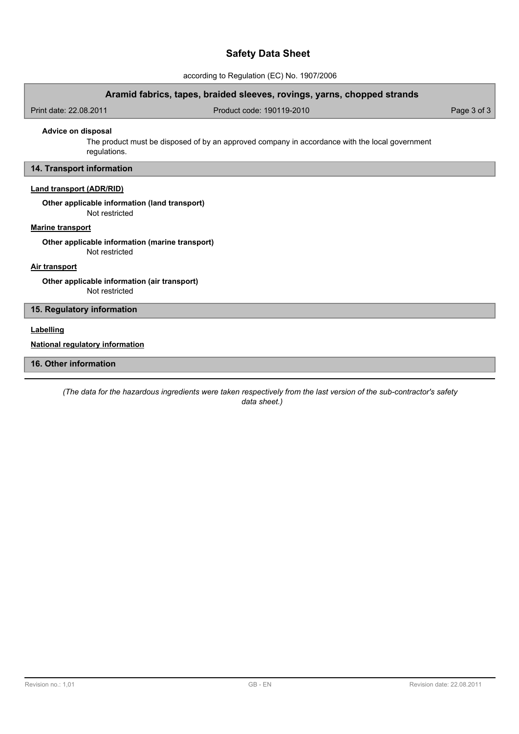**Advice on disposal**

The product must be disposed of by an approved company in accordance with the local government regulations.

## 14. Transport information

**Land transport (ADR/RID)**

**Other applicable information (land transport)**

Not restricted

**Marine transport**

**Other applicable information (marine transport)**

Not restricted

**Air transport**

**Other applicable information (air transport)**

Not restricted

## 15. Regulatory information

**Labelling**

**National regulatory information**

## 16. Other information

---

*(The data for the hazardous ingredients were taken respectively from the last version of the sub-contractor's safety data sheet.)*